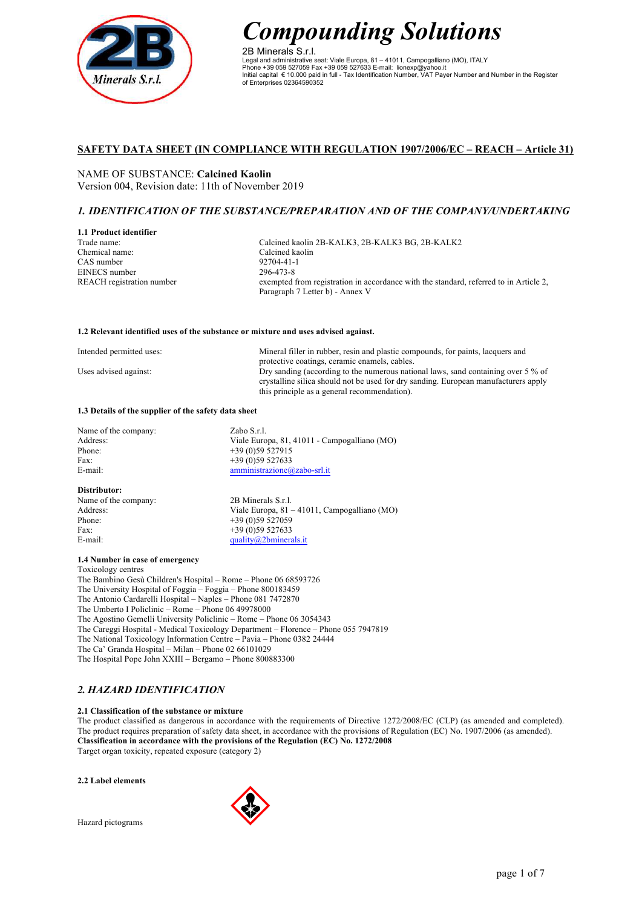# Compounding Solutions

2B Minerals S.r.l.
Legal and administrative seat: Viale Europa, 81 – 41011, Campogalliano (MO), ITALY
Phone +39 059 527059 Fax +39 059 527633 E-mail: lionexp@yahoo.it
Initial capital € 10.000 paid in full - Tax Identification Number, VAT Payer Number and Number in the Register of Enterprises 02364590352

## SAFETY DATA SHEET (IN COMPLIANCE WITH REGULATION 1907/2006/EC – REACH – Article 31)

NAME OF SUBSTANCE: **Calcined Kaolin**
Version 004, Revision date: 11th of November 2019

## *1. IDENTIFICATION OF THE SUBSTANCE/PREPARATION AND OF THE COMPANY/UNDERTAKING*

**1.1 Product identifier**

| | |
|---|---|
| Trade name: | Calcined kaolin 2B-KALK3, 2B-KALK3 BG, 2B-KALK2 |
| Chemical name: | Calcined kaolin |
| CAS number | 92704-41-1 |
| EINECS number | 296-473-8 |
| REACH registration number | exempted from registration in accordance with the standard, referred to in Article 2, Paragraph 7 Letter b) - Annex V |

**1.2 Relevant identified uses of the substance or mixture and uses advised against.**

| | |
|---|---|
| Intended permitted uses: | Mineral filler in rubber, resin and plastic compounds, for paints, lacquers and protective coatings, ceramic enamels, cables. |
| Uses advised against: | Dry sanding (according to the numerous national laws, sand containing over 5 % of crystalline silica should not be used for dry sanding. European manufacturers apply this principle as a general recommendation). |

**1.3 Details of the supplier of the safety data sheet**

| | |
|---|---|
| Name of the company: | Zabo S.r.l. |
| Address: | Viale Europa, 81, 41011 - Campogalliano (MO) |
| Phone: | +39 (0)59 527915 |
| Fax: | +39 (0)59 527633 |
| E-mail: | amministrazione@zabo-srl.it |

**Distributor:**

| | |
|---|---|
| Name of the company: | 2B Minerals S.r.l. |
| Address: | Viale Europa, 81 – 41011, Campogalliano (MO) |
| Phone: | +39 (0)59 527059 |
| Fax: | +39 (0)59 527633 |
| E-mail: | quality@2bminerals.it |

**1.4 Number in case of emergency**

Toxicology centres
The Bambino Gesù Children's Hospital – Rome – Phone 06 68593726
The University Hospital of Foggia – Foggia – Phone 800183459
The Antonio Cardarelli Hospital – Naples – Phone 081 7472870
The Umberto I Policlinic – Rome – Phone 06 49978000
The Agostino Gemelli University Policlinic – Rome – Phone 06 3054343
The Careggi Hospital - Medical Toxicology Department – Florence – Phone 055 7947819
The National Toxicology Information Centre – Pavia – Phone 0382 24444
The Ca' Granda Hospital – Milan – Phone 02 66101029
The Hospital Pope John XXIII – Bergamo – Phone 800883300

## *2. HAZARD IDENTIFICATION*

**2.1 Classification of the substance or mixture**

The product classified as dangerous in accordance with the requirements of Directive 1272/2008/EC (CLP) (as amended and completed). The product requires preparation of safety data sheet, in accordance with the provisions of Regulation (EC) No. 1907/2006 (as amended).

**Classification in accordance with the provisions of the Regulation (EC) No. 1272/2008**

Target organ toxicity, repeated exposure (category 2)

**2.2 Label elements**

Hazard pictograms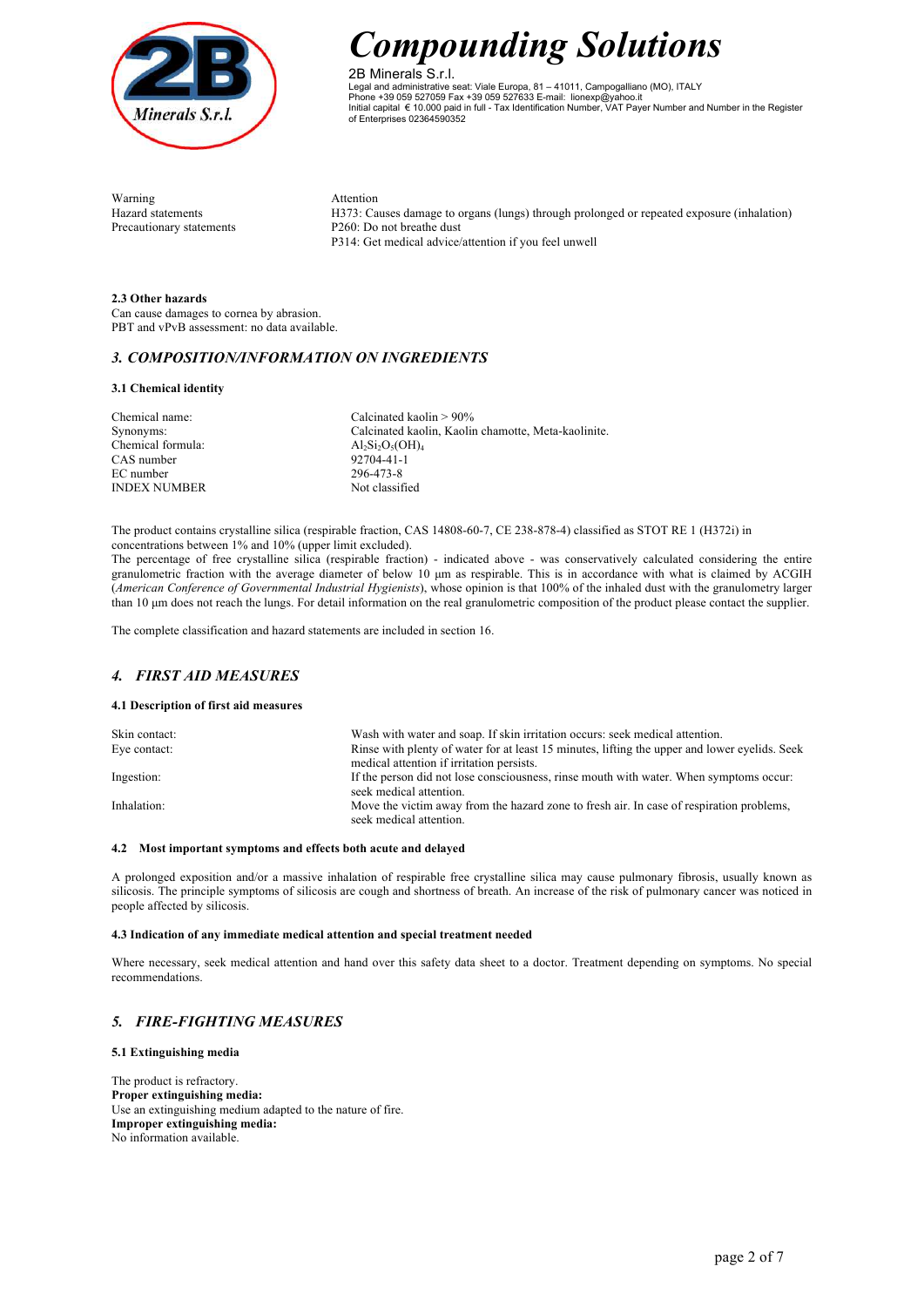Warning: Attention

Hazard statements: H373: Causes damage to organs (lungs) through prolonged or repeated exposure (inhalation)

Precautionary statements: P260: Do not breathe dust
P314: Get medical advice/attention if you feel unwell

**2.3 Other hazards**

Can cause damages to cornea by abrasion.
PBT and vPvB assessment: no data available.

## *3. COMPOSITION/INFORMATION ON INGREDIENTS*

### 3.1 Chemical identity

| | |
|---|---|
| Chemical name: | Calcinated kaolin > 90% |
| Synonyms: | Calcinated kaolin, Kaolin chamotte, Meta-kaolinite. |
| Chemical formula: | $Al_2Si_2O_5(OH)_4$ |
| CAS number | 92704-41-1 |
| EC number | 296-473-8 |
| INDEX NUMBER | Not classified |

The product contains crystalline silica (respirable fraction, CAS 14808-60-7, CE 238-878-4) classified as STOT RE 1 (H372i) in concentrations between 1% and 10% (upper limit excluded).

The percentage of free crystalline silica (respirable fraction) - indicated above - was conservatively calculated considering the entire granulometric fraction with the average diameter of below 10 µm as respirable. This is in accordance with what is claimed by ACGIH (*American Conference of Governmental Industrial Hygienists*), whose opinion is that 100% of the inhaled dust with the granulometry larger than 10 µm does not reach the lungs. For detail information on the real granulometric composition of the product please contact the supplier.

The complete classification and hazard statements are included in section 16.

## *4. FIRST AID MEASURES*

### 4.1 Description of first aid measures

| | |
|---|---|
| Skin contact: | Wash with water and soap. If skin irritation occurs: seek medical attention. |
| Eye contact: | Rinse with plenty of water for at least 15 minutes, lifting the upper and lower eyelids. Seek medical attention if irritation persists. |
| Ingestion: | If the person did not lose consciousness, rinse mouth with water. When symptoms occur: seek medical attention. |
| Inhalation: | Move the victim away from the hazard zone to fresh air. In case of respiration problems, seek medical attention. |

### 4.2 Most important symptoms and effects both acute and delayed

A prolonged exposition and/or a massive inhalation of respirable free crystalline silica may cause pulmonary fibrosis, usually known as silicosis. The principle symptoms of silicosis are cough and shortness of breath. An increase of the risk of pulmonary cancer was noticed in people affected by silicosis.

### 4.3 Indication of any immediate medical attention and special treatment needed

Where necessary, seek medical attention and hand over this safety data sheet to a doctor. Treatment depending on symptoms. No special recommendations.

## *5. FIRE-FIGHTING MEASURES*

### 5.1 Extinguishing media

The product is refractory.
**Proper extinguishing media:**
Use an extinguishing medium adapted to the nature of fire.
**Improper extinguishing media:**
No information available.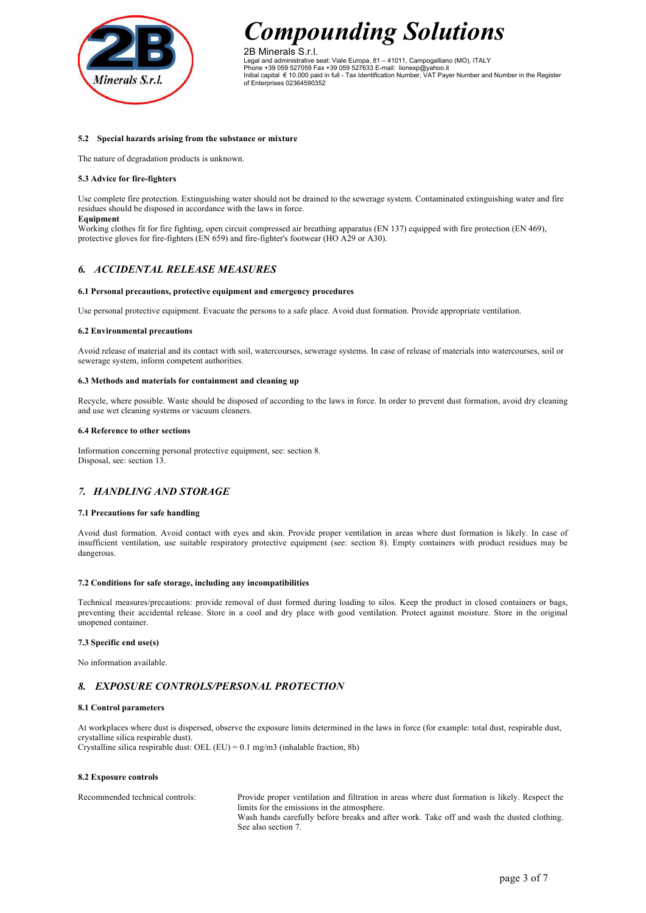#### 5.2 Special hazards arising from the substance or mixture

The nature of degradation products is unknown.

#### 5.3 Advice for fire-fighters

Use complete fire protection. Extinguishing water should not be drained to the sewerage system. Contaminated extinguishing water and fire residues should be disposed in accordance with the laws in force.

**Equipment**

Working clothes fit for fire fighting, open circuit compressed air breathing apparatus (EN 137) equipped with fire protection (EN 469), protective gloves for fire-fighters (EN 659) and fire-fighter's footwear (HO A29 or A30).

## *6. ACCIDENTAL RELEASE MEASURES*

#### 6.1 Personal precautions, protective equipment and emergency procedures

Use personal protective equipment. Evacuate the persons to a safe place. Avoid dust formation. Provide appropriate ventilation.

#### 6.2 Environmental precautions

Avoid release of material and its contact with soil, watercourses, sewerage systems. In case of release of materials into watercourses, soil or sewerage system, inform competent authorities.

#### 6.3 Methods and materials for containment and cleaning up

Recycle, where possible. Waste should be disposed of according to the laws in force. In order to prevent dust formation, avoid dry cleaning and use wet cleaning systems or vacuum cleaners.

#### 6.4 Reference to other sections

Information concerning personal protective equipment, see: section 8.
Disposal, see: section 13.

## *7. HANDLING AND STORAGE*

#### 7.1 Precautions for safe handling

Avoid dust formation. Avoid contact with eyes and skin. Provide proper ventilation in areas where dust formation is likely. In case of insufficient ventilation, use suitable respiratory protective equipment (see: section 8). Empty containers with product residues may be dangerous.

#### 7.2 Conditions for safe storage, including any incompatibilities

Technical measures/precautions: provide removal of dust formed during loading to silos. Keep the product in closed containers or bags, preventing their accidental release. Store in a cool and dry place with good ventilation. Protect against moisture. Store in the original unopened container.

#### 7.3 Specific end use(s)

No information available.

## *8. EXPOSURE CONTROLS/PERSONAL PROTECTION*

#### 8.1 Control parameters

At workplaces where dust is dispersed, observe the exposure limits determined in the laws in force (for example: total dust, respirable dust, crystalline silica respirable dust).
Crystalline silica respirable dust: OEL (EU) = 0.1 mg/m3 (inhalable fraction, 8h)

#### 8.2 Exposure controls

| | |
|---|---|
| Recommended technical controls: | Provide proper ventilation and filtration in areas where dust formation is likely. Respect the limits for the emissions in the atmosphere. Wash hands carefully before breaks and after work. Take off and wash the dusted clothing. See also section 7. |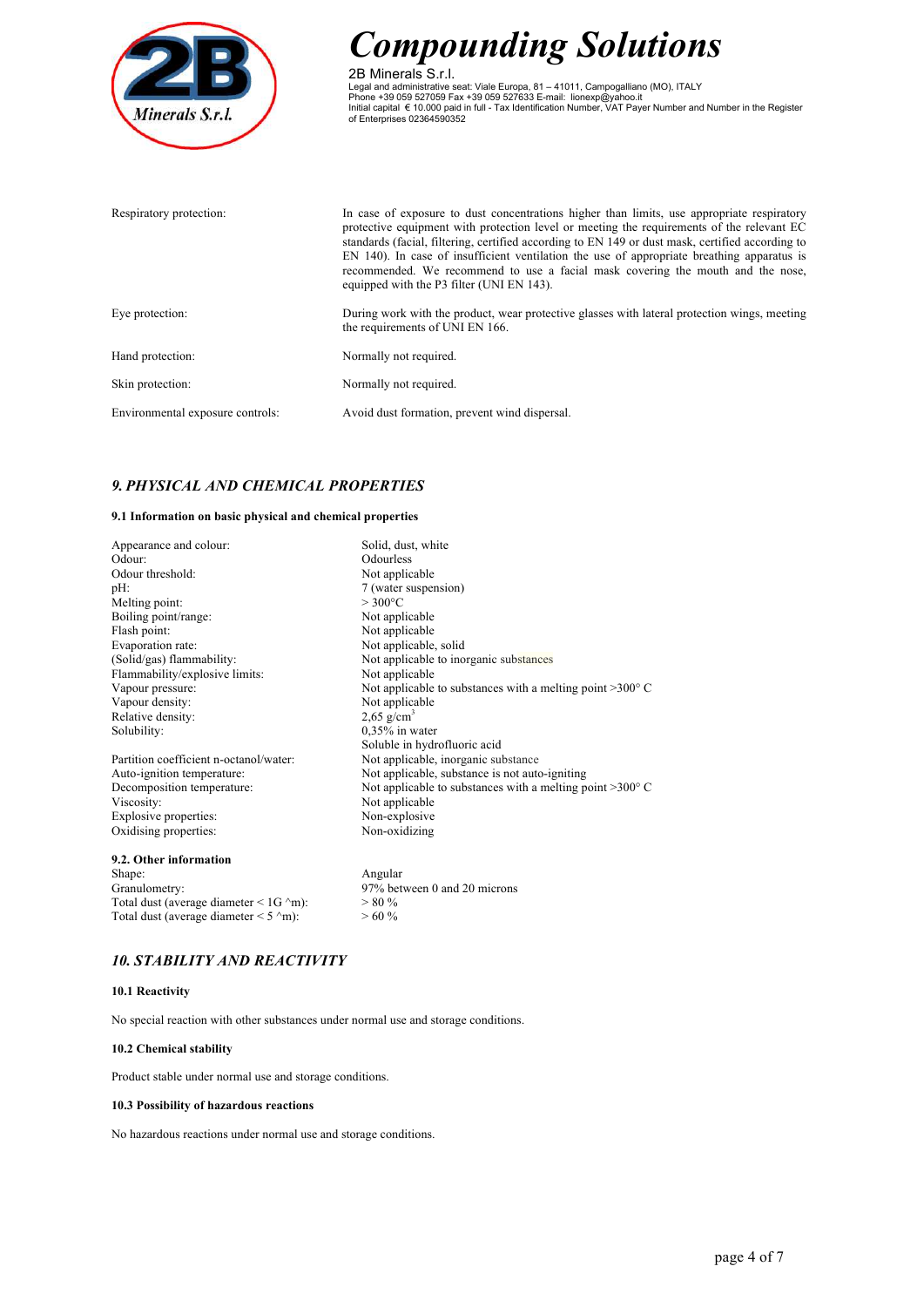| | |
|---|---|
| Respiratory protection: | In case of exposure to dust concentrations higher than limits, use appropriate respiratory protective equipment with protection level or meeting the requirements of the relevant EC standards (facial, filtering, certified according to EN 149 or dust mask, certified according to EN 140). In case of insufficient ventilation the use of appropriate breathing apparatus is recommended. We recommend to use a facial mask covering the mouth and the nose, equipped with the P3 filter (UNI EN 143). |
| Eye protection: | During work with the product, wear protective glasses with lateral protection wings, meeting the requirements of UNI EN 166. |
| Hand protection: | Normally not required. |
| Skin protection: | Normally not required. |
| Environmental exposure controls: | Avoid dust formation, prevent wind dispersal. |

## *9. PHYSICAL AND CHEMICAL PROPERTIES*

### 9.1 Information on basic physical and chemical properties

| | |
|---|---|
| Appearance and colour: | Solid, dust, white |
| Odour: | Odourless |
| Odour threshold: | Not applicable |
| pH: | 7 (water suspension) |
| Melting point: | > 300°C |
| Boiling point/range: | Not applicable |
| Flash point: | Not applicable |
| Evaporation rate: | Not applicable, solid |
| (Solid/gas) flammability: | Not applicable to inorganic substances |
| Flammability/explosive limits: | Not applicable |
| Vapour pressure: | Not applicable to substances with a melting point >300° C |
| Vapour density: | Not applicable |
| Relative density: | 2,65 g/cm$^3$ |
| Solubility: | 0,35% in water<br>Soluble in hydrofluoric acid |
| Partition coefficient n-octanol/water: | Not applicable, inorganic substance |
| Auto-ignition temperature: | Not applicable, substance is not auto-igniting |
| Decomposition temperature: | Not applicable to substances with a melting point >300° C |
| Viscosity: | Not applicable |
| Explosive properties: | Non-explosive |
| Oxidising properties: | Non-oxidizing |

### 9.2. Other information

| | |
|---|---|
| Shape: | Angular |
| Granulometry: | 97% between 0 and 20 microns |
| Total dust (average diameter < 1G ^m): | > 80 % |
| Total dust (average diameter < 5 ^m): | > 60 % |

## *10. STABILITY AND REACTIVITY*

### 10.1 Reactivity

No special reaction with other substances under normal use and storage conditions.

### 10.2 Chemical stability

Product stable under normal use and storage conditions.

### 10.3 Possibility of hazardous reactions

No hazardous reactions under normal use and storage conditions.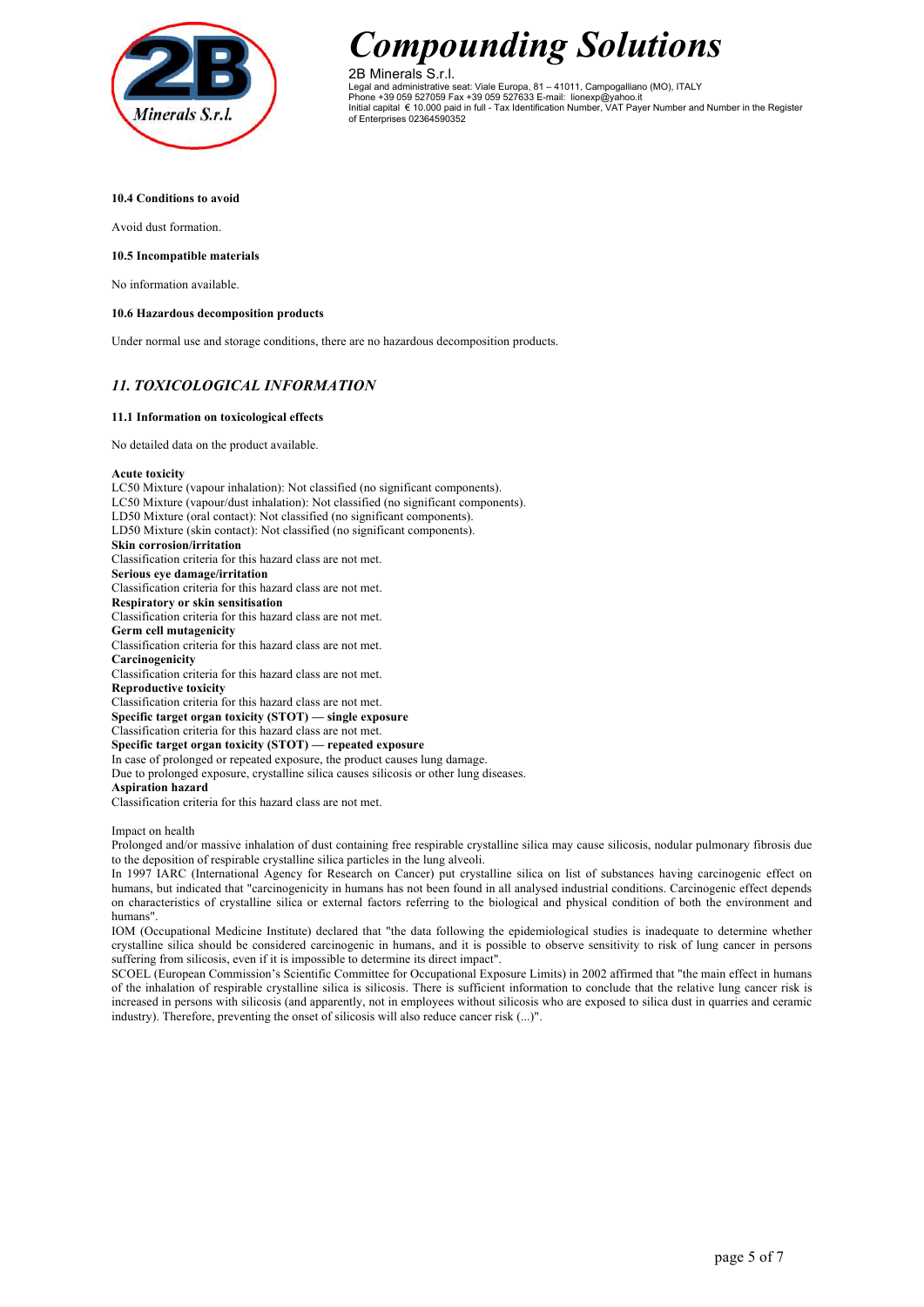#### 10.4 Conditions to avoid

Avoid dust formation.

#### 10.5 Incompatible materials

No information available.

#### 10.6 Hazardous decomposition products

Under normal use and storage conditions, there are no hazardous decomposition products.

## *11. TOXICOLOGICAL INFORMATION*

#### 11.1 Information on toxicological effects

No detailed data on the product available.

**Acute toxicity**
LC50 Mixture (vapour inhalation): Not classified (no significant components).
LC50 Mixture (vapour/dust inhalation): Not classified (no significant components).
LD50 Mixture (oral contact): Not classified (no significant components).
LD50 Mixture (skin contact): Not classified (no significant components).
**Skin corrosion/irritation**
Classification criteria for this hazard class are not met.
**Serious eye damage/irritation**
Classification criteria for this hazard class are not met.
**Respiratory or skin sensitisation**
Classification criteria for this hazard class are not met.
**Germ cell mutagenicity**
Classification criteria for this hazard class are not met.
**Carcinogenicity**
Classification criteria for this hazard class are not met.
**Reproductive toxicity**
Classification criteria for this hazard class are not met.
**Specific target organ toxicity (STOT) — single exposure**
Classification criteria for this hazard class are not met.
**Specific target organ toxicity (STOT) — repeated exposure**
In case of prolonged or repeated exposure, the product causes lung damage.
Due to prolonged exposure, crystalline silica causes silicosis or other lung diseases.
**Aspiration hazard**
Classification criteria for this hazard class are not met.

Impact on health
Prolonged and/or massive inhalation of dust containing free respirable crystalline silica may cause silicosis, nodular pulmonary fibrosis due to the deposition of respirable crystalline silica particles in the lung alveoli.
In 1997 IARC (International Agency for Research on Cancer) put crystalline silica on list of substances having carcinogenic effect on humans, but indicated that "carcinogenicity in humans has not been found in all analysed industrial conditions. Carcinogenic effect depends on characteristics of crystalline silica or external factors referring to the biological and physical condition of both the environment and humans".
IOM (Occupational Medicine Institute) declared that "the data following the epidemiological studies is inadequate to determine whether crystalline silica should be considered carcinogenic in humans, and it is possible to observe sensitivity to risk of lung cancer in persons suffering from silicosis, even if it is impossible to determine its direct impact".
SCOEL (European Commission's Scientific Committee for Occupational Exposure Limits) in 2002 affirmed that "the main effect in humans of the inhalation of respirable crystalline silica is silicosis. There is sufficient information to conclude that the relative lung cancer risk is increased in persons with silicosis (and apparently, not in employees without silicosis who are exposed to silica dust in quarries and ceramic industry). Therefore, preventing the onset of silicosis will also reduce cancer risk (...)".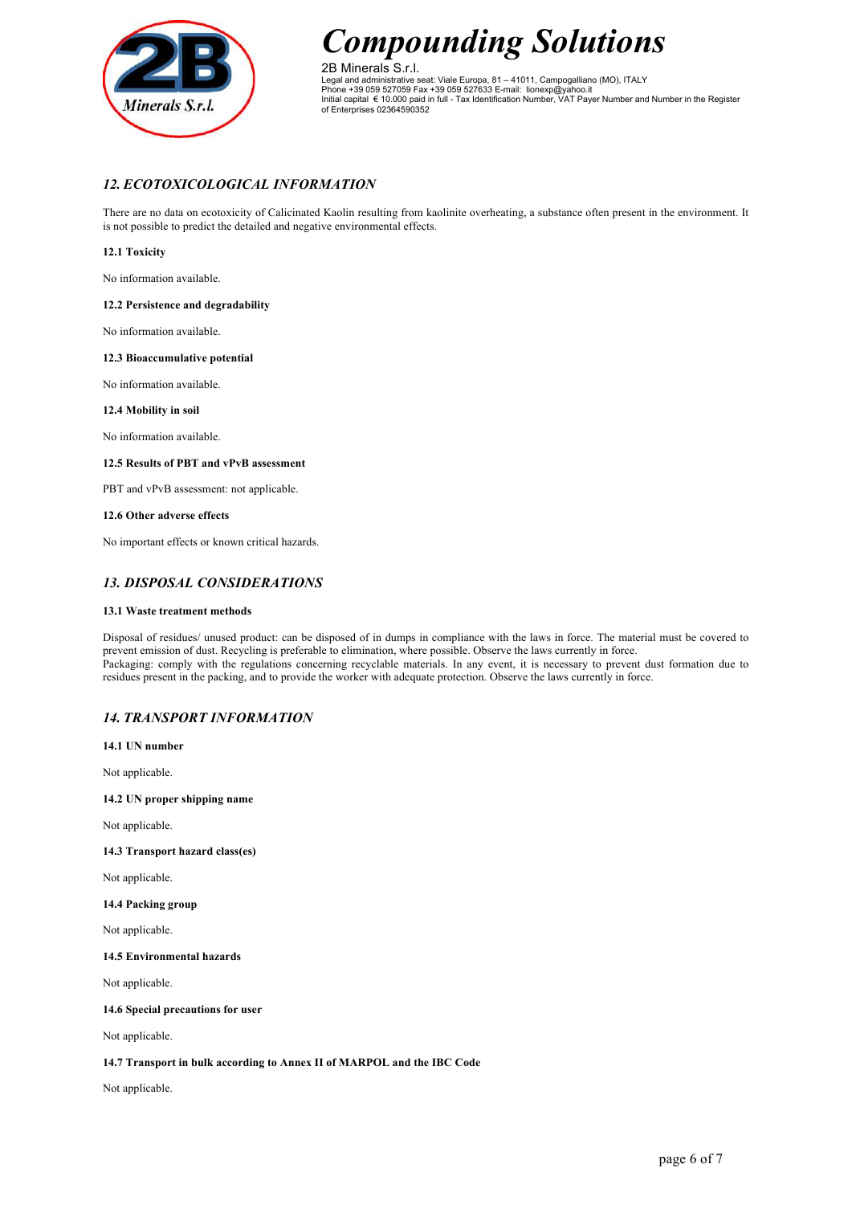## *12. ECOTOXICOLOGICAL INFORMATION*

There are no data on ecotoxicity of Calicinated Kaolin resulting from kaolinite overheating, a substance often present in the environment. It is not possible to predict the detailed and negative environmental effects.

**12.1 Toxicity**

No information available.

**12.2 Persistence and degradability**

No information available.

**12.3 Bioaccumulative potential**

No information available.

**12.4 Mobility in soil**

No information available.

**12.5 Results of PBT and vPvB assessment**

PBT and vPvB assessment: not applicable.

**12.6 Other adverse effects**

No important effects or known critical hazards.

## *13. DISPOSAL CONSIDERATIONS*

**13.1 Waste treatment methods**

Disposal of residues/ unused product: can be disposed of in dumps in compliance with the laws in force. The material must be covered to prevent emission of dust. Recycling is preferable to elimination, where possible. Observe the laws currently in force.
Packaging: comply with the regulations concerning recyclable materials. In any event, it is necessary to prevent dust formation due to residues present in the packing, and to provide the worker with adequate protection. Observe the laws currently in force.

## *14. TRANSPORT INFORMATION*

**14.1 UN number**

Not applicable.

**14.2 UN proper shipping name**

Not applicable.

**14.3 Transport hazard class(es)**

Not applicable.

**14.4 Packing group**

Not applicable.

**14.5 Environmental hazards**

Not applicable.

**14.6 Special precautions for user**

Not applicable.

**14.7 Transport in bulk according to Annex II of MARPOL and the IBC Code**

Not applicable.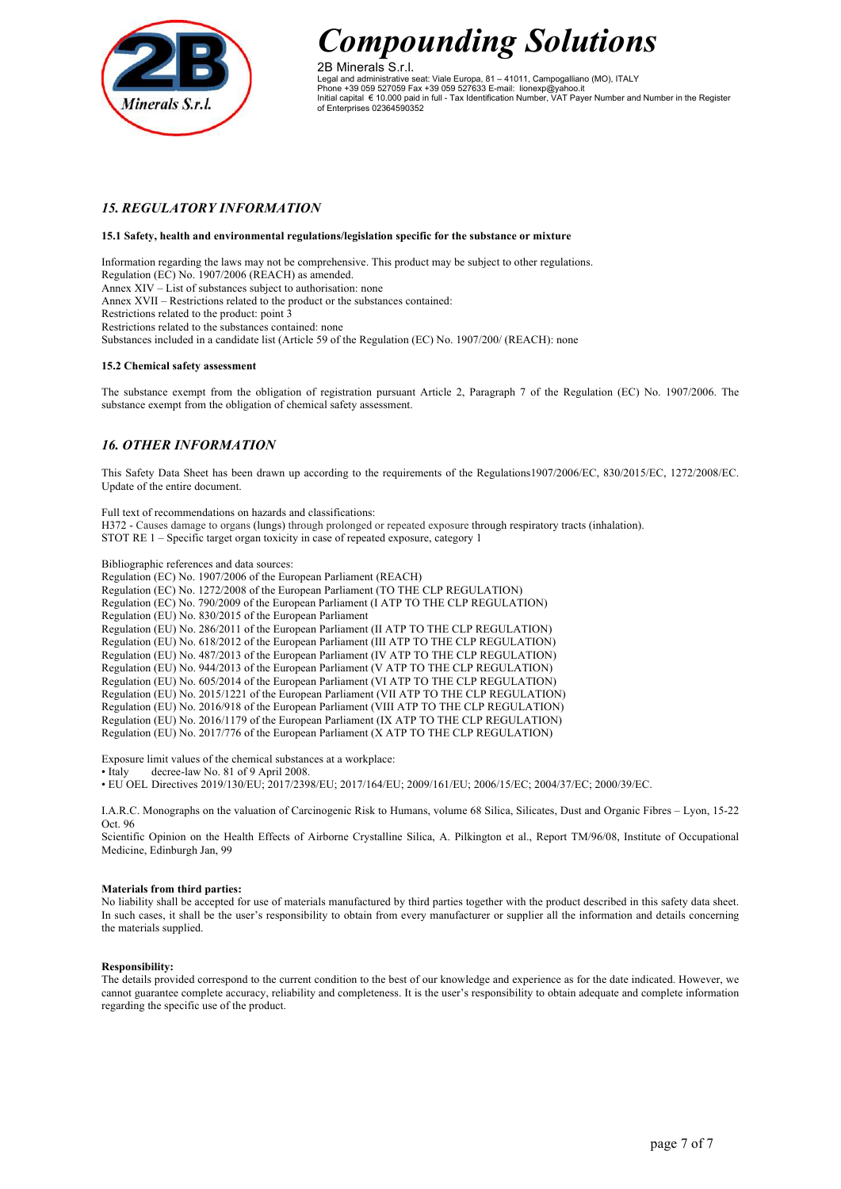## *15. REGULATORY INFORMATION*

**15.1 Safety, health and environmental regulations/legislation specific for the substance or mixture**

Information regarding the laws may not be comprehensive. This product may be subject to other regulations.
Regulation (EC) No. 1907/2006 (REACH) as amended.
Annex XIV – List of substances subject to authorisation: none
Annex XVII – Restrictions related to the product or the substances contained:
Restrictions related to the product: point 3
Restrictions related to the substances contained: none
Substances included in a candidate list (Article 59 of the Regulation (EC) No. 1907/200/ (REACH): none

**15.2 Chemical safety assessment**

The substance exempt from the obligation of registration pursuant Article 2, Paragraph 7 of the Regulation (EC) No. 1907/2006. The substance exempt from the obligation of chemical safety assessment.

## *16. OTHER INFORMATION*

This Safety Data Sheet has been drawn up according to the requirements of the Regulations1907/2006/EC, 830/2015/EC, 1272/2008/EC. Update of the entire document.

Full text of recommendations on hazards and classifications:
H372 - Causes damage to organs (lungs) through prolonged or repeated exposure through respiratory tracts (inhalation).
STOT RE 1 – Specific target organ toxicity in case of repeated exposure, category 1

Bibliographic references and data sources:
Regulation (EC) No. 1907/2006 of the European Parliament (REACH)
Regulation (EC) No. 1272/2008 of the European Parliament (TO THE CLP REGULATION)
Regulation (EC) No. 790/2009 of the European Parliament (I ATP TO THE CLP REGULATION)
Regulation (EU) No. 830/2015 of the European Parliament
Regulation (EU) No. 286/2011 of the European Parliament (II ATP TO THE CLP REGULATION)
Regulation (EU) No. 618/2012 of the European Parliament (III ATP TO THE CLP REGULATION)
Regulation (EU) No. 487/2013 of the European Parliament (IV ATP TO THE CLP REGULATION)
Regulation (EU) No. 944/2013 of the European Parliament (V ATP TO THE CLP REGULATION)
Regulation (EU) No. 605/2014 of the European Parliament (VI ATP TO THE CLP REGULATION)
Regulation (EU) No. 2015/1221 of the European Parliament (VII ATP TO THE CLP REGULATION)
Regulation (EU) No. 2016/918 of the European Parliament (VIII ATP TO THE CLP REGULATION)
Regulation (EU) No. 2016/1179 of the European Parliament (IX ATP TO THE CLP REGULATION)
Regulation (EU) No. 2017/776 of the European Parliament (X ATP TO THE CLP REGULATION)

Exposure limit values of the chemical substances at a workplace:
- Italy decree-law No. 81 of 9 April 2008.
- EU OEL Directives 2019/130/EU; 2017/2398/EU; 2017/164/EU; 2009/161/EU; 2006/15/EC; 2004/37/EC; 2000/39/EC.

I.A.R.C. Monographs on the valuation of Carcinogenic Risk to Humans, volume 68 Silica, Silicates, Dust and Organic Fibres – Lyon, 15-22 Oct. 96
Scientific Opinion on the Health Effects of Airborne Crystalline Silica, A. Pilkington et al., Report TM/96/08, Institute of Occupational Medicine, Edinburgh Jan, 99

**Materials from third parties:**
No liability shall be accepted for use of materials manufactured by third parties together with the product described in this safety data sheet. In such cases, it shall be the user's responsibility to obtain from every manufacturer or supplier all the information and details concerning the materials supplied.

**Responsibility:**
The details provided correspond to the current condition to the best of our knowledge and experience as for the date indicated. However, we cannot guarantee complete accuracy, reliability and completeness. It is the user's responsibility to obtain adequate and complete information regarding the specific use of the product.